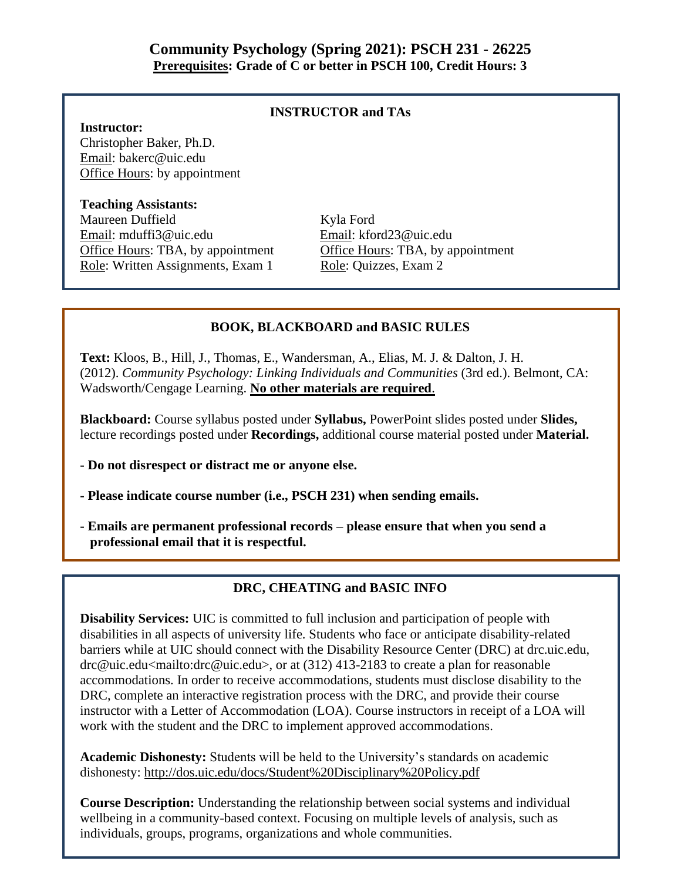# Community Psychology (Spring 2021): PSCH 231 - 26225

**Prerequisites: Grade of C or better in PSCH 100, Credit Hours: 3**

## INSTRUCTOR and TAs

**Instructor:**
Christopher Baker, Ph.D.
Email: bakerc@uic.edu
Office Hours: by appointment

**Teaching Assistants:**

Maureen Duffield
Email: mduffi3@uic.edu
Office Hours: TBA, by appointment
Role: Written Assignments, Exam 1

Kyla Ford
Email: kford23@uic.edu
Office Hours: TBA, by appointment
Role: Quizzes, Exam 2

## BOOK, BLACKBOARD and BASIC RULES

**Text:** Kloos, B., Hill, J., Thomas, E., Wandersman, A., Elias, M. J. & Dalton, J. H. (2012). *Community Psychology: Linking Individuals and Communities* (3rd ed.). Belmont, CA: Wadsworth/Cengage Learning. **No other materials are required**.

**Blackboard:** Course syllabus posted under **Syllabus,** PowerPoint slides posted under **Slides,** lecture recordings posted under **Recordings,** additional course material posted under **Material.**

**- Do not disrespect or distract me or anyone else.**

**- Please indicate course number (i.e., PSCH 231) when sending emails.**

**- Emails are permanent professional records – please ensure that when you send a professional email that it is respectful.**

## DRC, CHEATING and BASIC INFO

**Disability Services:** UIC is committed to full inclusion and participation of people with disabilities in all aspects of university life. Students who face or anticipate disability-related barriers while at UIC should connect with the Disability Resource Center (DRC) at drc.uic.edu, drc@uic.edu<mailto:drc@uic.edu>, or at (312) 413-2183 to create a plan for reasonable accommodations. In order to receive accommodations, students must disclose disability to the DRC, complete an interactive registration process with the DRC, and provide their course instructor with a Letter of Accommodation (LOA). Course instructors in receipt of a LOA will work with the student and the DRC to implement approved accommodations.

**Academic Dishonesty:** Students will be held to the University's standards on academic dishonesty: http://dos.uic.edu/docs/Student%20Disciplinary%20Policy.pdf

**Course Description:** Understanding the relationship between social systems and individual wellbeing in a community-based context. Focusing on multiple levels of analysis, such as individuals, groups, programs, organizations and whole communities.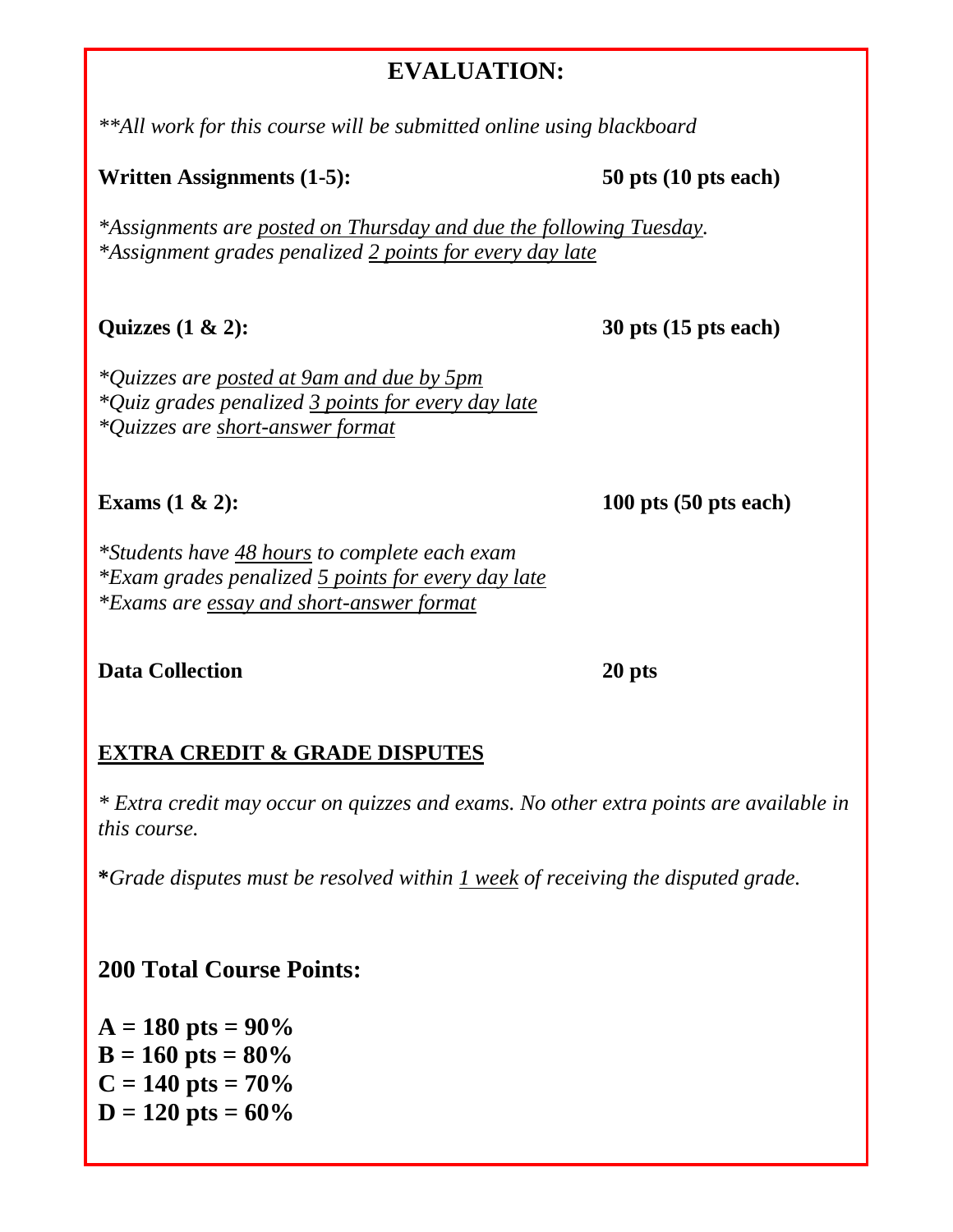# EVALUATION:

*\*\*All work for this course will be submitted online using blackboard*

**Written Assignments (1-5):** **50 pts (10 pts each)**

*\*Assignments are <u>posted on Thursday and due the following Tuesday</u>.*
*\*Assignment grades penalized <u>2 points for every day late</u>*

**Quizzes (1 & 2):** **30 pts (15 pts each)**

*\*Quizzes are <u>posted at 9am and due by 5pm</u>*
*\*Quiz grades penalized <u>3 points for every day late</u>*
*\*Quizzes are <u>short-answer format</u>*

**Exams (1 & 2):** **100 pts (50 pts each)**

*\*Students have <u>48 hours</u> to complete each exam*
*\*Exam grades penalized <u>5 points for every day late</u>*
*\*Exams are <u>essay and short-answer format</u>*

**Data Collection** **20 pts**

## <u>EXTRA CREDIT & GRADE DISPUTES</u>

*\* Extra credit may occur on quizzes and exams. No other extra points are available in this course.*

**\***_Grade disputes must be resolved within <u>1 week</u> of receiving the disputed grade._

## 200 Total Course Points:

**A = 180 pts = 90%**
**B = 160 pts = 80%**
**C = 140 pts = 70%**
**D = 120 pts = 60%**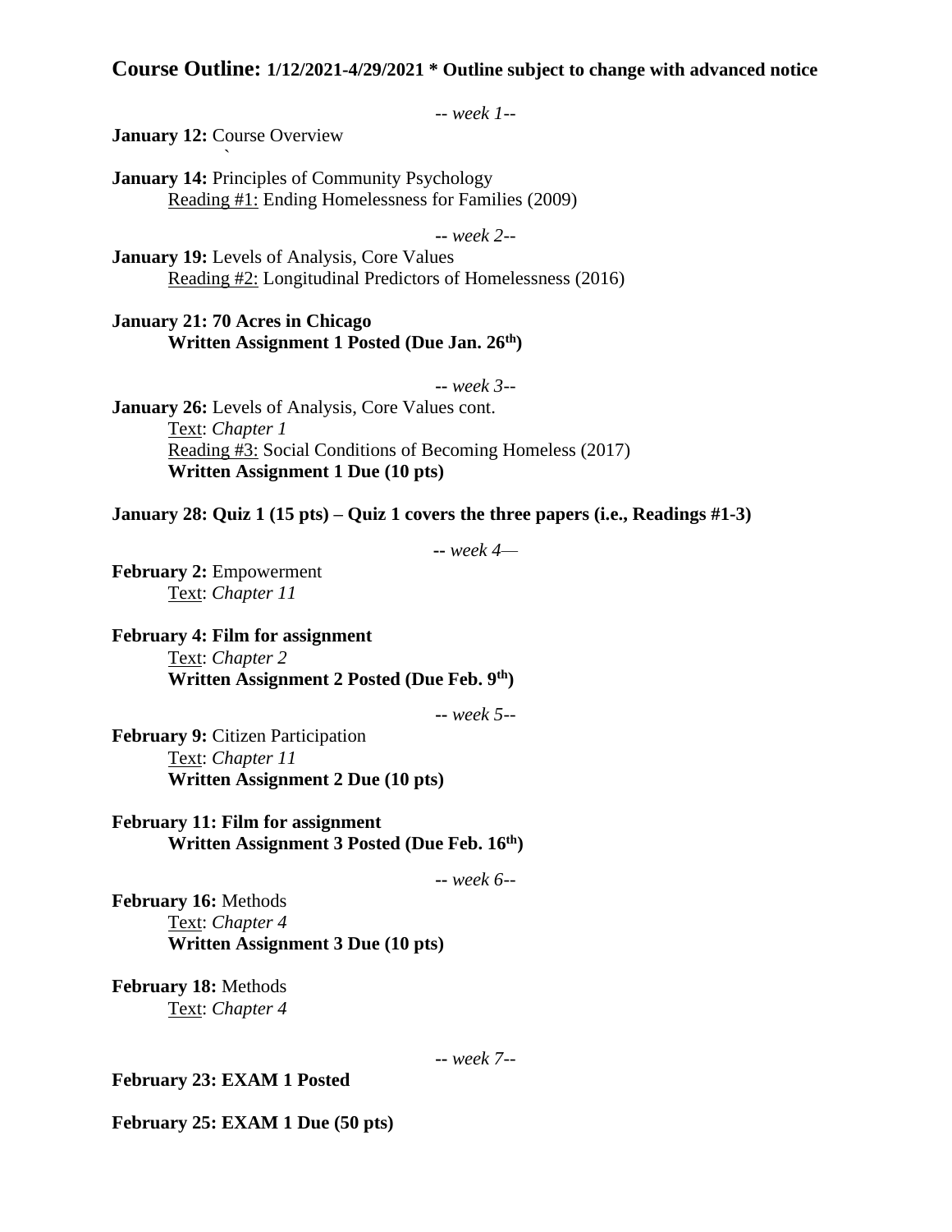## Course Outline: 1/12/2021-4/29/2021 * Outline subject to change with advanced notice

*-- week 1--*

**January 12:** Course Overview

**January 14:** Principles of Community Psychology
Reading #1: Ending Homelessness for Families (2009)

*-- week 2--*

**January 19:** Levels of Analysis, Core Values
Reading #2: Longitudinal Predictors of Homelessness (2016)

**January 21: 70 Acres in Chicago**
**Written Assignment 1 Posted (Due Jan. 26th)**

*-- week 3--*

**January 26:** Levels of Analysis, Core Values cont.
Text: *Chapter 1*
Reading #3: Social Conditions of Becoming Homeless (2017)
**Written Assignment 1 Due (10 pts)**

**January 28: Quiz 1 (15 pts) – Quiz 1 covers the three papers (i.e., Readings #1-3)**

*-- week 4—*

**February 2:** Empowerment
Text: *Chapter 11*

**February 4: Film for assignment**
Text: *Chapter 2*
**Written Assignment 2 Posted (Due Feb. 9th)**

*-- week 5--*

**February 9:** Citizen Participation
Text: *Chapter 11*
**Written Assignment 2 Due (10 pts)**

**February 11: Film for assignment**
**Written Assignment 3 Posted (Due Feb. 16th)**

*-- week 6--*

**February 16:** Methods
Text: *Chapter 4*
**Written Assignment 3 Due (10 pts)**

**February 18:** Methods
Text: *Chapter 4*

*-- week 7--*

**February 23: EXAM 1 Posted**

**February 25: EXAM 1 Due (50 pts)**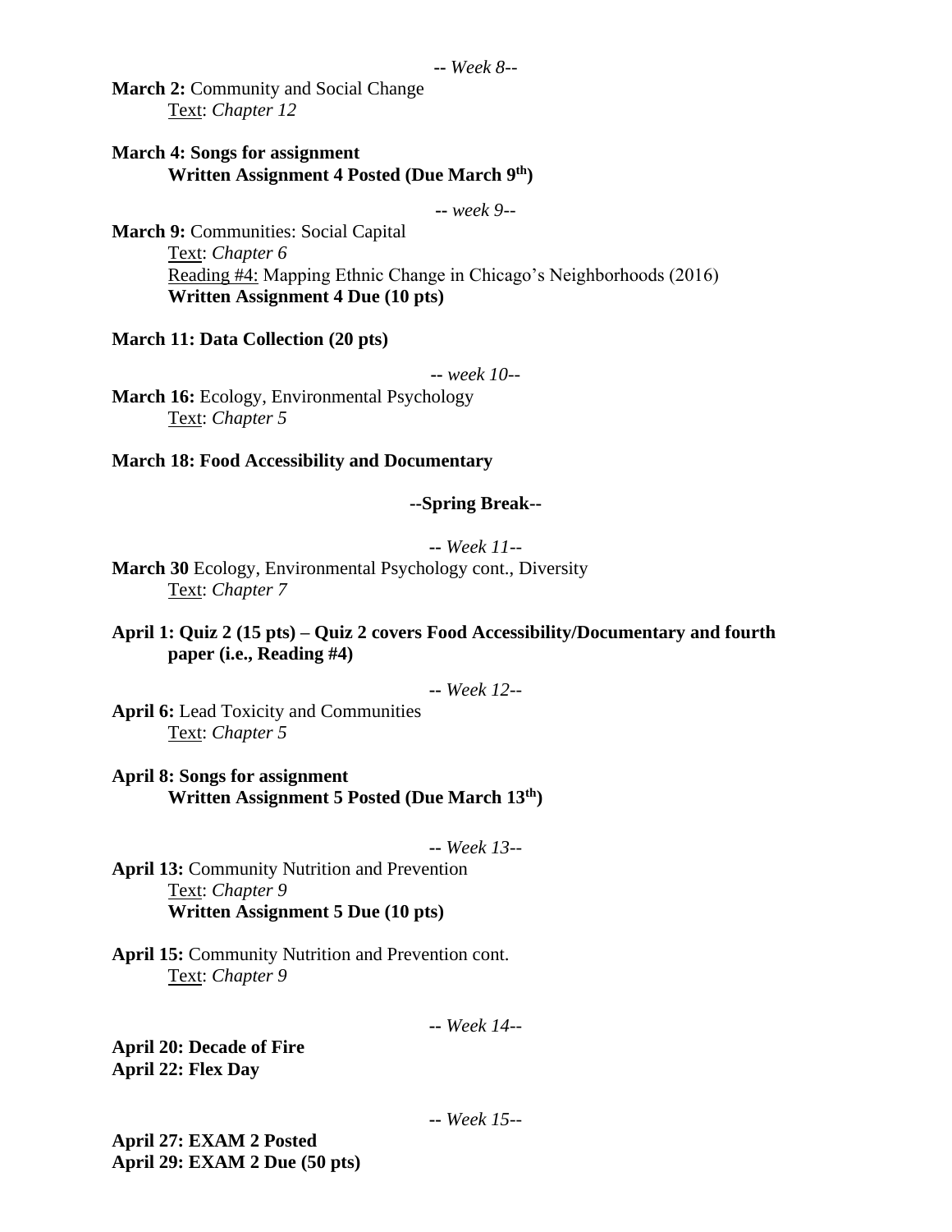*-- Week 8--*

**March 2:** Community and Social Change
Text: *Chapter 12*

**March 4: Songs for assignment**
**Written Assignment 4 Posted (Due March 9th)**

*-- week 9--*

**March 9:** Communities: Social Capital
Text: *Chapter 6*
Reading #4: Mapping Ethnic Change in Chicago's Neighborhoods (2016)
**Written Assignment 4 Due (10 pts)**

**March 11: Data Collection (20 pts)**

*-- week 10--*

**March 16:** Ecology, Environmental Psychology
Text: *Chapter 5*

**March 18: Food Accessibility and Documentary**

**--Spring Break--**

*-- Week 11--*

**March 30** Ecology, Environmental Psychology cont., Diversity
Text: *Chapter 7*

**April 1: Quiz 2 (15 pts) – Quiz 2 covers Food Accessibility/Documentary and fourth paper (i.e., Reading #4)**

*-- Week 12--*

**April 6:** Lead Toxicity and Communities
Text: *Chapter 5*

**April 8: Songs for assignment**
**Written Assignment 5 Posted (Due March 13th)**

*-- Week 13--*

**April 13:** Community Nutrition and Prevention
Text: *Chapter 9*
**Written Assignment 5 Due (10 pts)**

**April 15:** Community Nutrition and Prevention cont.
Text: *Chapter 9*

*-- Week 14--*

**April 20: Decade of Fire**
**April 22: Flex Day**

*-- Week 15--*

**April 27: EXAM 2 Posted**
**April 29: EXAM 2 Due (50 pts)**